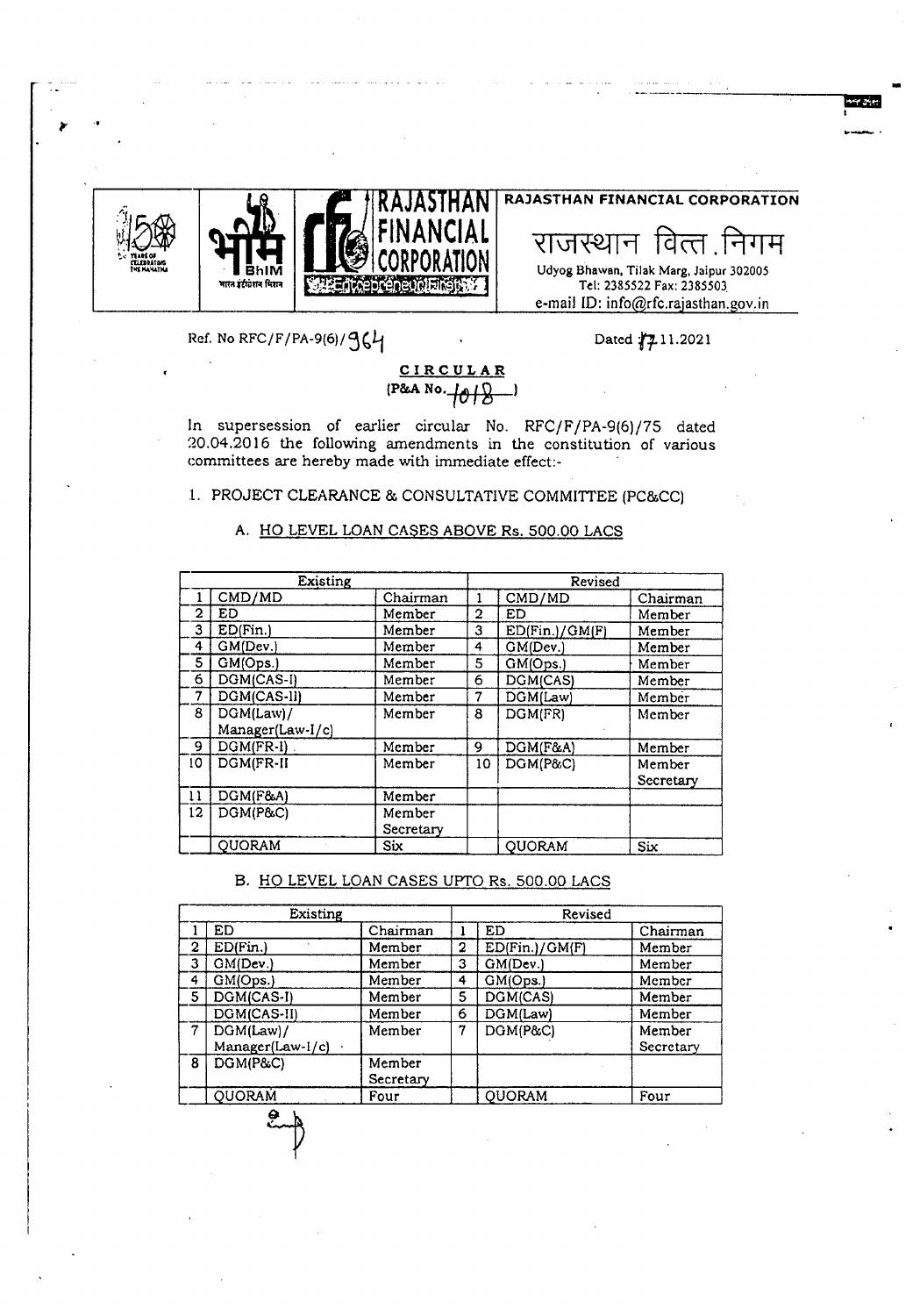RAJASTHAN FINANCIAL CORPORATION

राजस्थान वित्त निगम

Udyog Bhawan, Tilak Marg, Jaipur 302005
Tel: 2385522 Fax: 2385503
e-mail ID: info@rfc.rajasthan.gov.in

Ref. No RFC/F/PA-9(6)/964 Dated 17.11.2021

**CIRCULAR**
**(P&A No. 1018)**

In supersession of earlier circular No. RFC/F/PA-9(6)/75 dated 20.04.2016 the following amendments in the constitution of various committees are hereby made with immediate effect:-

1. PROJECT CLEARANCE & CONSULTATIVE COMMITTEE (PC&CC)

   A. HO LEVEL LOAN CASES ABOVE Rs. 500.00 LACS

| Existing | | | Revised | | |
|---|---|---|---|---|---|
| 1 | CMD/MD | Chairman | 1 | CMD/MD | Chairman |
| 2 | ED | Member | 2 | ED | Member |
| 3 | ED(Fin.) | Member | 3 | ED(Fin.)/GM(F) | Member |
| 4 | GM(Dev.) | Member | 4 | GM(Dev.) | Member |
| 5 | GM(Ops.) | Member | 5 | GM(Ops.) | Member |
| 6 | DGM(CAS-I) | Member | 6 | DGM(CAS) | Member |
| 7 | DGM(CAS-II) | Member | 7 | DGM(Law) | Member |
| 8 | DGM(Law)/ Manager(Law-I/c) | Member | 8 | DGM(FR) | Member |
| 9 | DGM(FR-I) | Member | 9 | DGM(F&A) | Member |
| 10 | DGM(FR-II | Member | 10 | DGM(P&C) | Member Secretary |
| 11 | DGM(F&A) | Member | | | |
| 12 | DGM(P&C) | Member Secretary | | | |
| | QUORAM | Six | | QUORAM | Six |

   B. HO LEVEL LOAN CASES UPTO Rs. 500.00 LACS

| Existing | | | Revised | | |
|---|---|---|---|---|---|
| 1 | ED | Chairman | 1 | ED | Chairman |
| 2 | ED(Fin.) | Member | 2 | ED(Fin.)/GM(F) | Member |
| 3 | GM(Dev.) | Member | 3 | GM(Dev.) | Member |
| 4 | GM(Ops.) | Member | 4 | GM(Ops.) | Member |
| 5 | DGM(CAS-I) | Member | 5 | DGM(CAS) | Member |
| | DGM(CAS-II) | Member | 6 | DGM(Law) | Member |
| 7 | DGM(Law)/ Manager(Law-I/c) | Member | 7 | DGM(P&C) | Member Secretary |
| 8 | DGM(P&C) | Member Secretary | | | |
| | QUORAM | Four | | QUORAM | Four |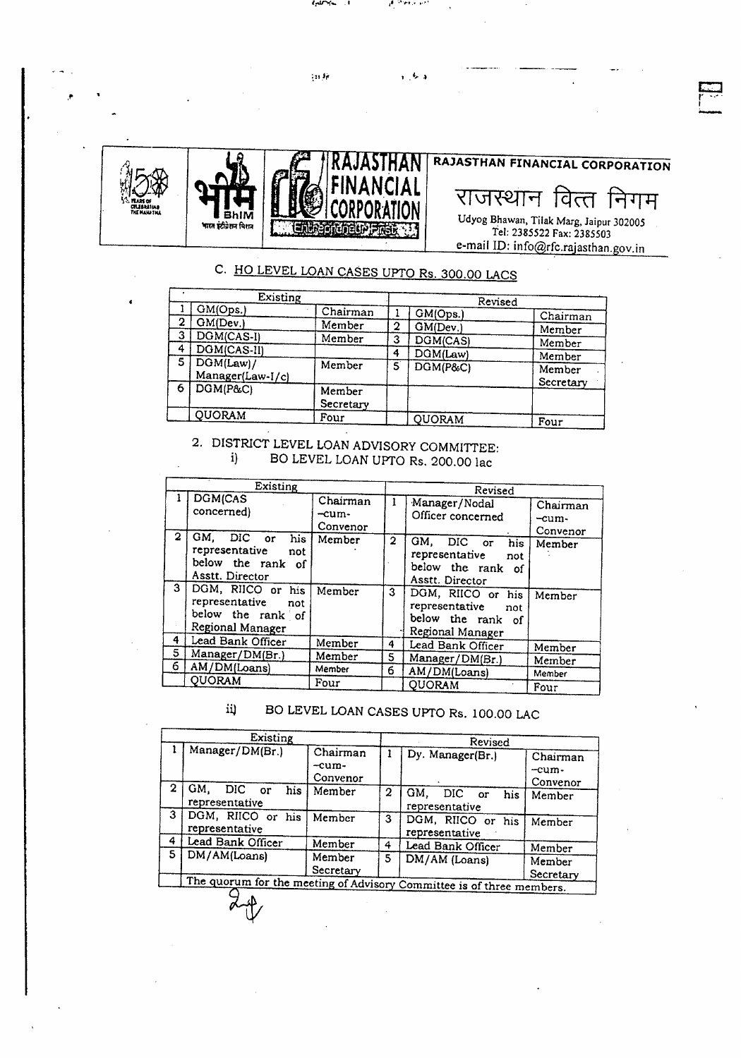RAJASTHAN FINANCIAL CORPORATION

राजस्थान वित्त निगम

Udyog Bhawan, Tilak Marg, Jaipur 302005
Tel: 2385522 Fax: 2385503
e-mail ID: info@rfc.rajasthan.gov.in

## C. HO LEVEL LOAN CASES UPTO Rs. 300.00 LACS

| Existing | | | Revised | | |
|---|---|---|---|---|---|
| 1 | GM(Ops.) | Chairman | 1 | GM(Ops.) | Chairman |
| 2 | GM(Dev.) | Member | 2 | GM(Dev.) | Member |
| 3 | DGM(CAS-I) | Member | 3 | DGM(CAS) | Member |
| 4 | DGM(CAS-II) | | 4 | DGM(Law) | Member |
| 5 | DGM(Law)/ Manager(Law-I/c) | Member | 5 | DGM(P&C) | Member Secretary |
| 6 | DGM(P&C) | Member Secretary | | | |
| | QUORAM | Four | | QUORAM | Four |

## 2. DISTRICT LEVEL LOAN ADVISORY COMMITTEE:

### i) BO LEVEL LOAN UPTO Rs. 200.00 lac

| Existing | | | Revised | | |
|---|---|---|---|---|---|
| 1 | DGM(CAS concerned) | Chairman –cum- Convenor | 1 | Manager/Nodal Officer concerned | Chairman –cum- Convenor |
| 2 | GM, DIC or his representative not below the rank of Asstt. Director | Member | 2 | GM, DIC or his representative not below the rank of Asstt. Director | Member |
| 3 | DGM, RIICO or his representative not below the rank of Regional Manager | Member | 3 | DGM, RIICO or his representative not below the rank of Regional Manager | Member |
| 4 | Lead Bank Officer | Member | 4 | Lead Bank Officer | Member |
| 5 | Manager/DM(Br.) | Member | 5 | Manager/DM(Br.) | Member |
| 6 | AM/DM(Loans) | Member | 6 | AM/DM(Loans) | Member |
| | QUORAM | Four | | QUORAM | Four |

### ii) BO LEVEL LOAN CASES UPTO Rs. 100.00 LAC

| Existing | | | Revised | | |
|---|---|---|---|---|---|
| 1 | Manager/DM(Br.) | Chairman –cum- Convenor | 1 | Dy. Manager(Br.) | Chairman –cum- Convenor |
| 2 | GM, DIC or his representative | Member | 2 | GM, DIC or his representative | Member |
| 3 | DGM, RIICO or his representative | Member | 3 | DGM, RIICO or his representative | Member |
| 4 | Lead Bank Officer | Member | 4 | Lead Bank Officer | Member |
| 5 | DM/AM(Loans) | Member Secretary | 5 | DM/AM (Loans) | Member Secretary |
| | The quorum for the meeting of Advisory Committee is of three members. | | | | |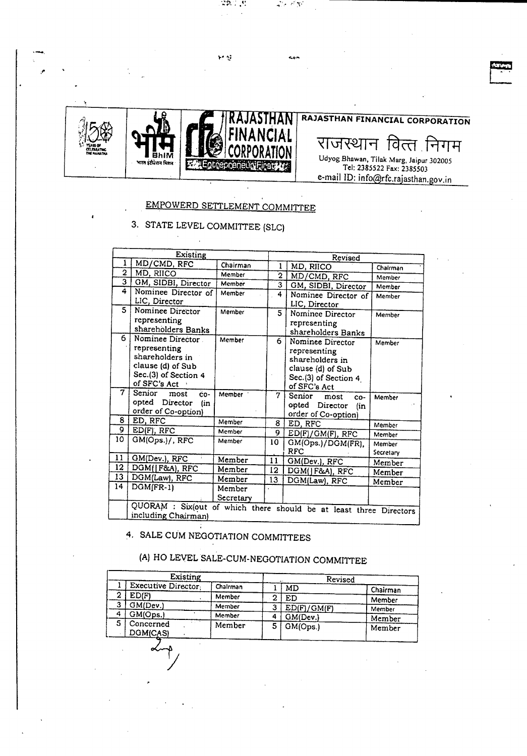RAJASTHAN FINANCIAL CORPORATION

राजस्थान वित्त निगम

Udyog Bhawan, Tilak Marg, Jaipur 302005
Tel: 2385522 Fax: 2385503
e-mail ID: info@rfc.rajasthan.gov.in

## EMPOWERD SETTLEMENT COMMITTEE

### 3. STATE LEVEL COMMITTEE (SLC)

| Existing | | | Revised | | |
|---|---|---|---|---|---|
| 1 | MD/CMD, RFC | Chairman | 1 | MD, RIICO | Chairman |
| 2 | MD, RIICO | Member | 2 | MD/CMD, RFC | Member |
| 3 | GM, SIDBI, Director | Member | 3 | GM, SIDBI, Director | Member |
| 4 | Nominee Director of LIC, Director | Member | 4 | Nominee Director of LIC, Director | Member |
| 5 | Nominee Director representing shareholders Banks | Member | 5 | Nominee Director representing shareholders Banks | Member |
| 6 | Nominee Director representing shareholders in clause (d) of Sub Sec.(3) of Section 4 of SFC's Act | Member | 6 | Nominee Director representing shareholders in clause (d) of Sub Sec.(3) of Section 4 of SFC's Act | Member |
| 7 | Senior most co-opted Director (in order of Co-option) | Member | 7 | Senior most co-opted Director (in order of Co-option) | Member |
| 8 | ED, RFC | Member | 8 | ED, RFC | Member |
| 9 | ED(F), RFC | Member | 9 | ED(F)/GM(F), RFC | Member |
| 10 | GM(Ops.)/, RFC | Member | 10 | GM(Ops.)/DGM(FR), RFC | Member Secretary |
| 11 | GM(Dev.), RFC | Member | 11 | GM(Dev.), RFC | Member |
| 12 | DGM(|F&A), RFC | Member | 12 | DGM(|F&A), RFC | Member |
| 13 | DGM(Law), RFC | Member | 13 | DGM(Law), RFC | Member |
| 14 | DGM(FR-1) | Member Secretary | | | |
| | QUORAM : Six(out of which there should be at least three Directors including Chairman) | | | | |

### 4. SALE CUM NEGOTIATION COMMITTEES

#### (A) HO LEVEL SALE-CUM-NEGOTIATION COMMITTEE

| Existing | | | Revised | | |
|---|---|---|---|---|---|
| 1 | Executive Director; | Chairman | 1 | MD | Chairman |
| 2 | ED(F) | Member | 2 | ED | Member |
| 3 | GM(Dev.) | Member | 3 | ED(F)/GM(F) | Member |
| 4 | GM(Ops.) | Member | 4 | GM(Dev.) | Member |
| 5 | Concerned DGM(CAS) | Member | 5 | GM(Ops.) | Member |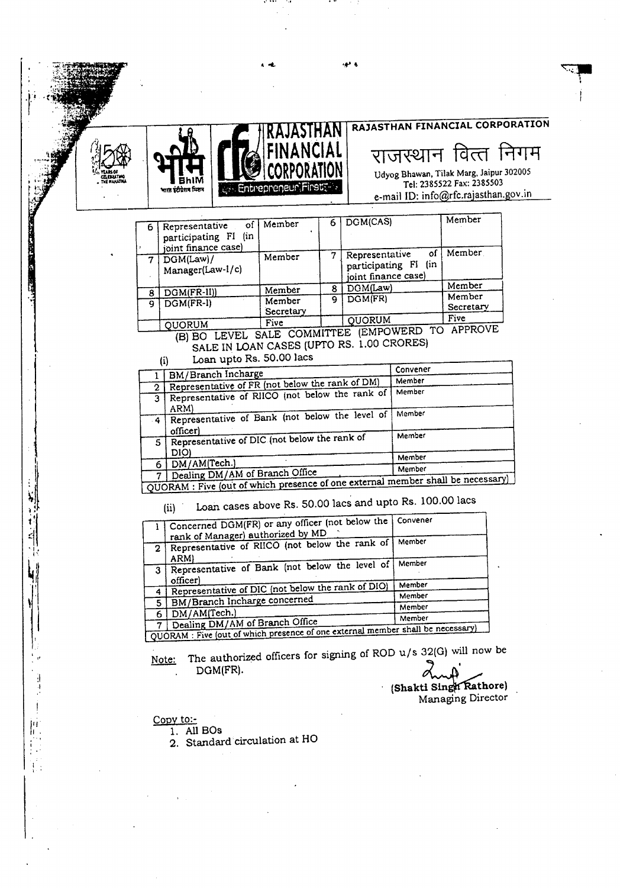RAJASTHAN FINANCIAL CORPORATION

राजस्थान वित्त निगम

Udyog Bhawan, Tilak Marg, Jaipur 302005
Tel: 2385522 Fax: 2385503
e-mail ID: info@rfc.rajasthan.gov.in

| | | | | | |
|---|---|---|---|---|---|
| 6 | Representative of participating FI (in joint finance case) | Member | 6 | DGM(CAS) | Member |
| 7 | DGM(Law)/ Manager(Law-I/c) | Member | 7 | Representative of participating FI (in joint finance case) | Member |
| 8 | DGM(FR-II) | Member | 8 | DGM(Law) | Member |
| 9 | DGM(FR-I) | Member Secretary | 9 | DGM(FR) | Member Secretary |
| | QUORUM | Five | | QUORUM | Five |

(B) BO LEVEL SALE COMMITTEE (EMPOWERD TO APPROVE SALE IN LOAN CASES (UPTO RS. 1.00 CRORES)

(i) Loan upto Rs. 50.00 lacs

| | | |
|---|---|---|
| 1 | BM/Branch Incharge | Convener |
| 2 | Representative of FR (not below the rank of DM) | Member |
| 3 | Representative of RIICO (not below the rank of ARM) | Member |
| 4 | Representative of Bank (not below the level of officer) | Member |
| 5 | Representative of DIC (not below the rank of DIO) | Member |
| 6 | DM/AM(Tech.) | Member |
| 7 | Dealing DM/AM of Branch Office | Member |
| QUORAM : Five (out of which presence of one external member shall be necessary) | | |

(ii) Loan cases above Rs. 50.00 lacs and upto Rs. 100.00 lacs

| | | |
|---|---|---|
| 1 | Concerned DGM(FR) or any officer (not below the rank of Manager) authorized by MD | Convener |
| 2 | Representative of RIICO (not below the rank of ARM) | Member |
| 3 | Representative of Bank (not below the level of officer) | Member |
| 4 | Representative of DIC (not below the rank of DIO) | Member |
| 5 | BM/Branch Incharge concerned | Member |
| 6 | DM/AM(Tech.) | Member |
| 7 | Dealing DM/AM of Branch Office | Member |
| QUORAM : Five (out of which presence of one external member shall be necessary) | | |

Note: The authorized officers for signing of ROD u/s 32(G) will now be DGM(FR).

(Shakti Singh Rathore)
Managing Director

Copy to:-
1. All BOs
2. Standard circulation at HO